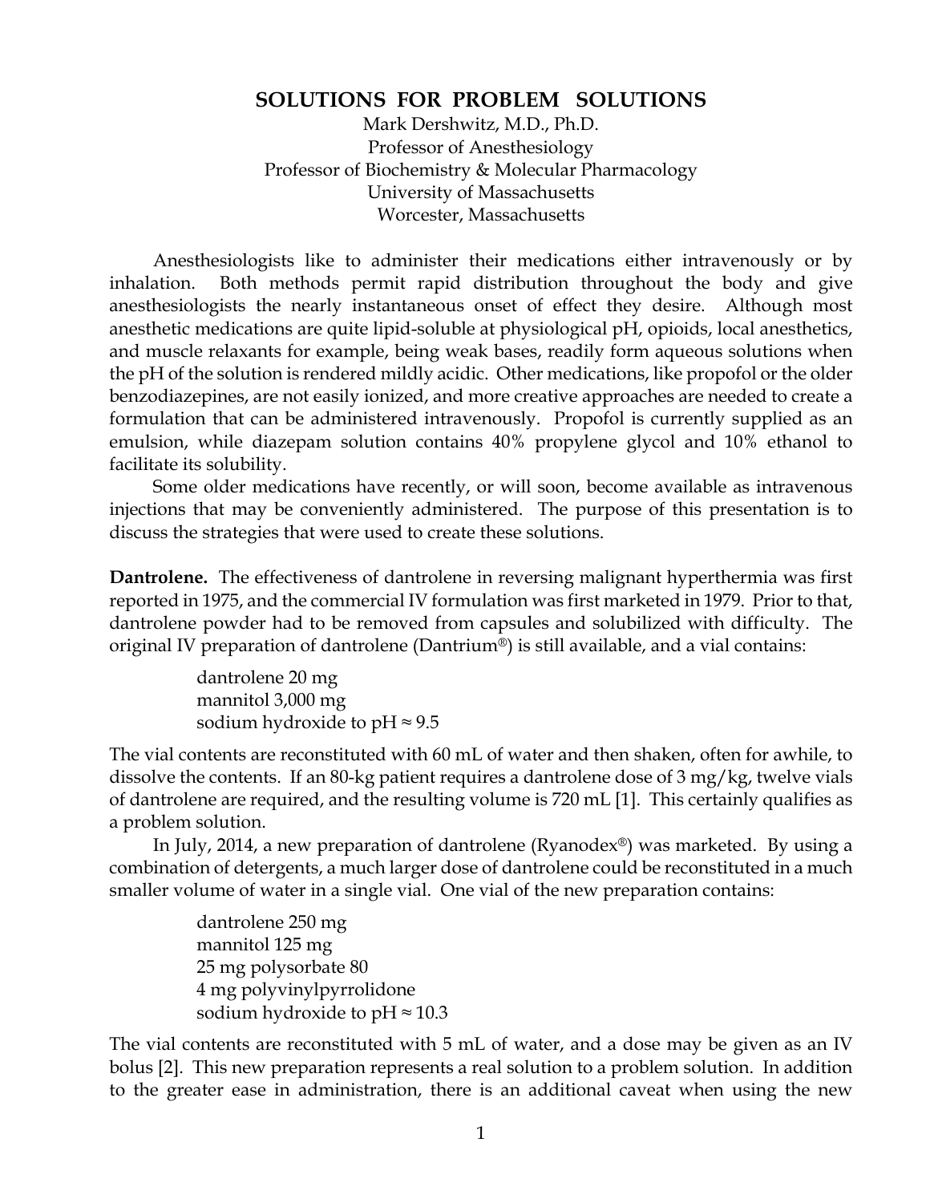# SOLUTIONS FOR PROBLEM SOLUTIONS

Mark Dershwitz, M.D., Ph.D.
Professor of Anesthesiology
Professor of Biochemistry & Molecular Pharmacology
University of Massachusetts
Worcester, Massachusetts

Anesthesiologists like to administer their medications either intravenously or by inhalation. Both methods permit rapid distribution throughout the body and give anesthesiologists the nearly instantaneous onset of effect they desire. Although most anesthetic medications are quite lipid-soluble at physiological pH, opioids, local anesthetics, and muscle relaxants for example, being weak bases, readily form aqueous solutions when the pH of the solution is rendered mildly acidic. Other medications, like propofol or the older benzodiazepines, are not easily ionized, and more creative approaches are needed to create a formulation that can be administered intravenously. Propofol is currently supplied as an emulsion, while diazepam solution contains 40% propylene glycol and 10% ethanol to facilitate its solubility.

Some older medications have recently, or will soon, become available as intravenous injections that may be conveniently administered. The purpose of this presentation is to discuss the strategies that were used to create these solutions.

**Dantrolene.** The effectiveness of dantrolene in reversing malignant hyperthermia was first reported in 1975, and the commercial IV formulation was first marketed in 1979. Prior to that, dantrolene powder had to be removed from capsules and solubilized with difficulty. The original IV preparation of dantrolene (Dantrium®) is still available, and a vial contains:

> dantrolene 20 mg
> mannitol 3,000 mg
> sodium hydroxide to pH ≈ 9.5

The vial contents are reconstituted with 60 mL of water and then shaken, often for awhile, to dissolve the contents. If an 80-kg patient requires a dantrolene dose of 3 mg/kg, twelve vials of dantrolene are required, and the resulting volume is 720 mL [1]. This certainly qualifies as a problem solution.

In July, 2014, a new preparation of dantrolene (Ryanodex®) was marketed. By using a combination of detergents, a much larger dose of dantrolene could be reconstituted in a much smaller volume of water in a single vial. One vial of the new preparation contains:

> dantrolene 250 mg
> mannitol 125 mg
> 25 mg polysorbate 80
> 4 mg polyvinylpyrrolidone
> sodium hydroxide to pH ≈ 10.3

The vial contents are reconstituted with 5 mL of water, and a dose may be given as an IV bolus [2]. This new preparation represents a real solution to a problem solution. In addition to the greater ease in administration, there is an additional caveat when using the new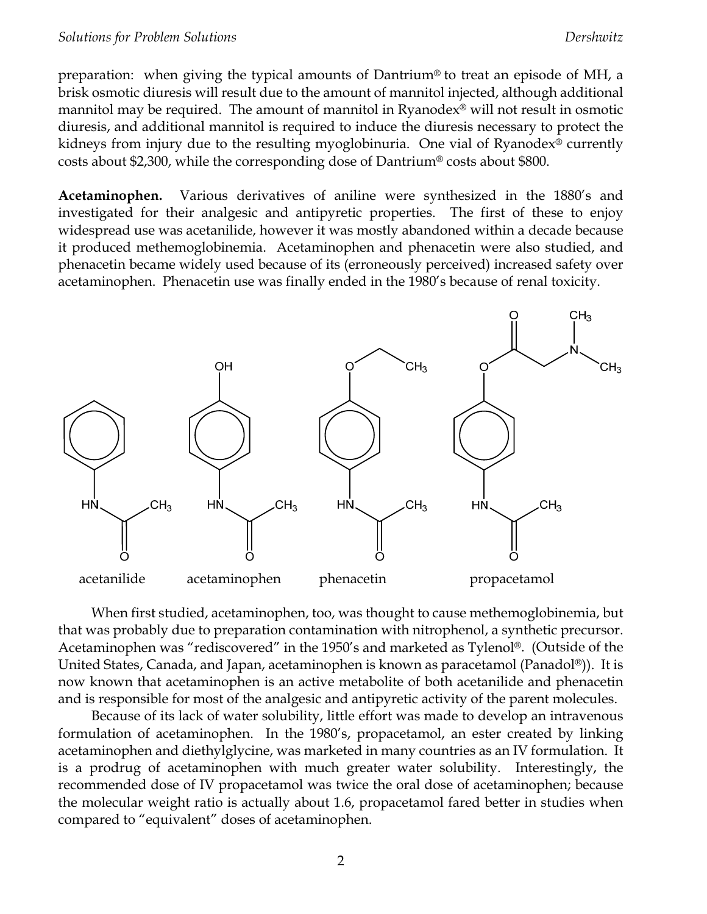preparation: when giving the typical amounts of Dantrium® to treat an episode of MH, a brisk osmotic diuresis will result due to the amount of mannitol injected, although additional mannitol may be required. The amount of mannitol in Ryanodex® will not result in osmotic diuresis, and additional mannitol is required to induce the diuresis necessary to protect the kidneys from injury due to the resulting myoglobinuria. One vial of Ryanodex® currently costs about $2,300, while the corresponding dose of Dantrium® costs about $800.

**Acetaminophen.** Various derivatives of aniline were synthesized in the 1880's and investigated for their analgesic and antipyretic properties. The first of these to enjoy widespread use was acetanilide, however it was mostly abandoned within a decade because it produced methemoglobinemia. Acetaminophen and phenacetin were also studied, and phenacetin became widely used because of its (erroneously perceived) increased safety over acetaminophen. Phenacetin use was finally ended in the 1980's because of renal toxicity.

acetanilide acetaminophen phenacetin propacetamol

When first studied, acetaminophen, too, was thought to cause methemoglobinemia, but that was probably due to preparation contamination with nitrophenol, a synthetic precursor. Acetaminophen was "rediscovered" in the 1950's and marketed as Tylenol®. (Outside of the United States, Canada, and Japan, acetaminophen is known as paracetamol (Panadol®)). It is now known that acetaminophen is an active metabolite of both acetanilide and phenacetin and is responsible for most of the analgesic and antipyretic activity of the parent molecules.

Because of its lack of water solubility, little effort was made to develop an intravenous formulation of acetaminophen. In the 1980's, propacetamol, an ester created by linking acetaminophen and diethylglycine, was marketed in many countries as an IV formulation. It is a prodrug of acetaminophen with much greater water solubility. Interestingly, the recommended dose of IV propacetamol was twice the oral dose of acetaminophen; because the molecular weight ratio is actually about 1.6, propacetamol fared better in studies when compared to "equivalent" doses of acetaminophen.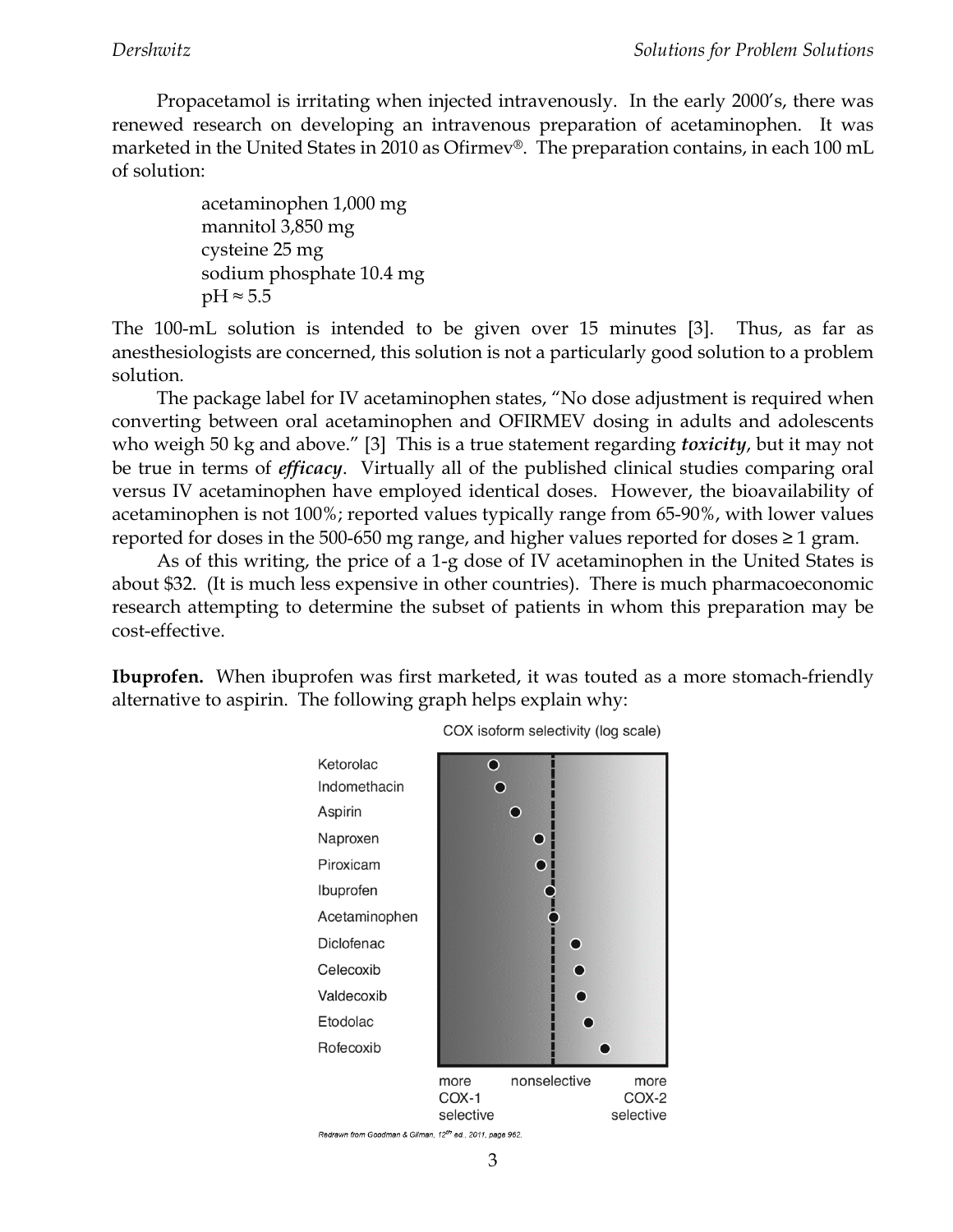Propacetamol is irritating when injected intravenously. In the early 2000's, there was renewed research on developing an intravenous preparation of acetaminophen. It was marketed in the United States in 2010 as Ofirmev®. The preparation contains, in each 100 mL of solution:

acetaminophen 1,000 mg
mannitol 3,850 mg
cysteine 25 mg
sodium phosphate 10.4 mg
pH ≈ 5.5

The 100-mL solution is intended to be given over 15 minutes [3]. Thus, as far as anesthesiologists are concerned, this solution is not a particularly good solution to a problem solution.

The package label for IV acetaminophen states, "No dose adjustment is required when converting between oral acetaminophen and OFIRMEV dosing in adults and adolescents who weigh 50 kg and above." [3] This is a true statement regarding ***toxicity***, but it may not be true in terms of ***efficacy***. Virtually all of the published clinical studies comparing oral versus IV acetaminophen have employed identical doses. However, the bioavailability of acetaminophen is not 100%; reported values typically range from 65-90%, with lower values reported for doses in the 500-650 mg range, and higher values reported for doses ≥ 1 gram.

As of this writing, the price of a 1-g dose of IV acetaminophen in the United States is about $32. (It is much less expensive in other countries). There is much pharmacoeconomic research attempting to determine the subset of patients in whom this preparation may be cost-effective.

**Ibuprofen.** When ibuprofen was first marketed, it was touted as a more stomach-friendly alternative to aspirin. The following graph helps explain why:

COX isoform selectivity (log scale)

Ketorolac
Indomethacin
Aspirin
Naproxen
Piroxicam
Ibuprofen
Acetaminophen
Diclofenac
Celecoxib
Valdecoxib
Etodolac
Rofecoxib

more COX-1 selective — nonselective — more COX-2 selective

Redrawn from Goodman & Gilman, 12th ed., 2011, page 962.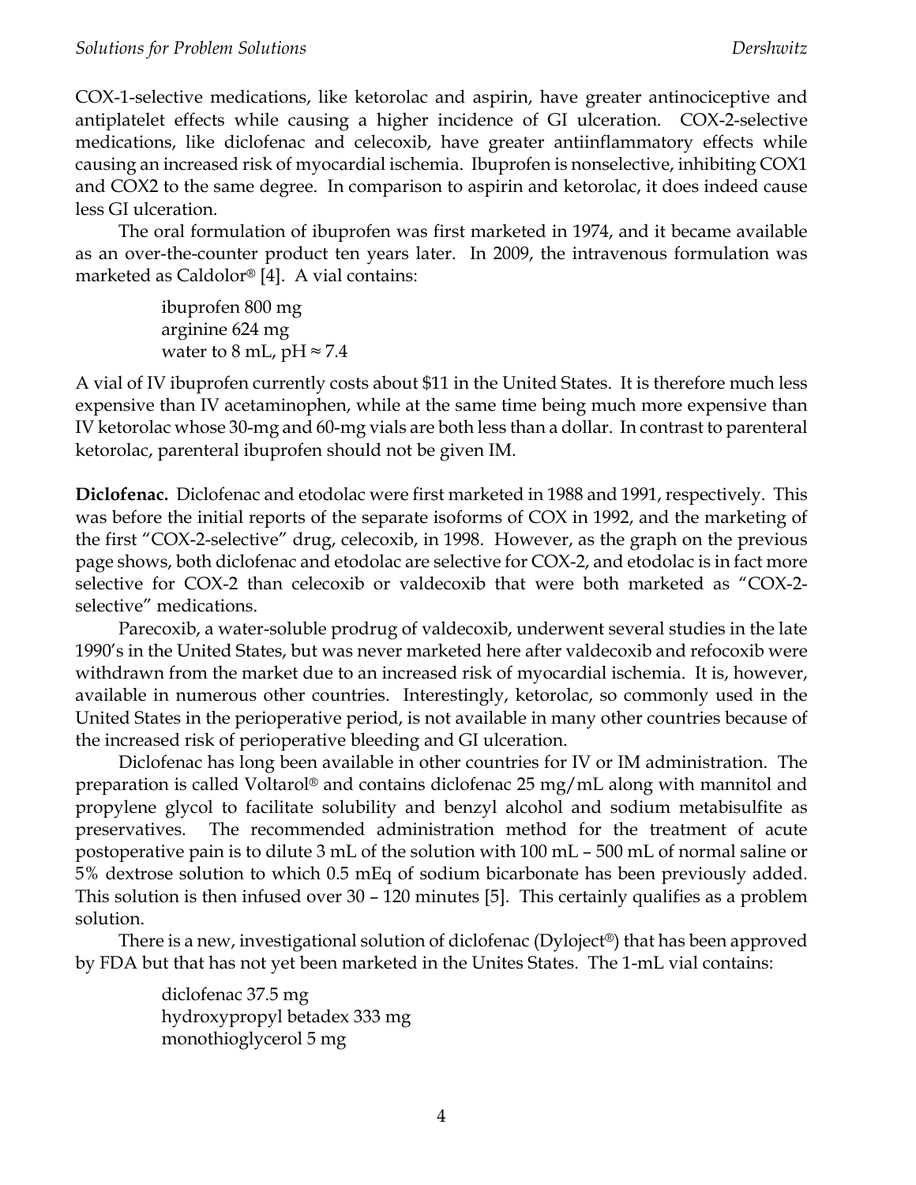COX-1-selective medications, like ketorolac and aspirin, have greater antinociceptive and antiplatelet effects while causing a higher incidence of GI ulceration. COX-2-selective medications, like diclofenac and celecoxib, have greater antiinflammatory effects while causing an increased risk of myocardial ischemia. Ibuprofen is nonselective, inhibiting COX1 and COX2 to the same degree. In comparison to aspirin and ketorolac, it does indeed cause less GI ulceration.

The oral formulation of ibuprofen was first marketed in 1974, and it became available as an over-the-counter product ten years later. In 2009, the intravenous formulation was marketed as Caldolor® [4]. A vial contains:

> ibuprofen 800 mg
> arginine 624 mg
> water to 8 mL, pH ≈ 7.4

A vial of IV ibuprofen currently costs about $11 in the United States. It is therefore much less expensive than IV acetaminophen, while at the same time being much more expensive than IV ketorolac whose 30-mg and 60-mg vials are both less than a dollar. In contrast to parenteral ketorolac, parenteral ibuprofen should not be given IM.

**Diclofenac.** Diclofenac and etodolac were first marketed in 1988 and 1991, respectively. This was before the initial reports of the separate isoforms of COX in 1992, and the marketing of the first "COX-2-selective" drug, celecoxib, in 1998. However, as the graph on the previous page shows, both diclofenac and etodolac are selective for COX-2, and etodolac is in fact more selective for COX-2 than celecoxib or valdecoxib that were both marketed as "COX-2-selective" medications.

Parecoxib, a water-soluble prodrug of valdecoxib, underwent several studies in the late 1990's in the United States, but was never marketed here after valdecoxib and refocoxib were withdrawn from the market due to an increased risk of myocardial ischemia. It is, however, available in numerous other countries. Interestingly, ketorolac, so commonly used in the United States in the perioperative period, is not available in many other countries because of the increased risk of perioperative bleeding and GI ulceration.

Diclofenac has long been available in other countries for IV or IM administration. The preparation is called Voltarol® and contains diclofenac 25 mg/mL along with mannitol and propylene glycol to facilitate solubility and benzyl alcohol and sodium metabisulfite as preservatives. The recommended administration method for the treatment of acute postoperative pain is to dilute 3 mL of the solution with 100 mL – 500 mL of normal saline or 5% dextrose solution to which 0.5 mEq of sodium bicarbonate has been previously added. This solution is then infused over 30 – 120 minutes [5]. This certainly qualifies as a problem solution.

There is a new, investigational solution of diclofenac (Dyloject®) that has been approved by FDA but that has not yet been marketed in the Unites States. The 1-mL vial contains:

> diclofenac 37.5 mg
> hydroxypropyl betadex 333 mg
> monothioglycerol 5 mg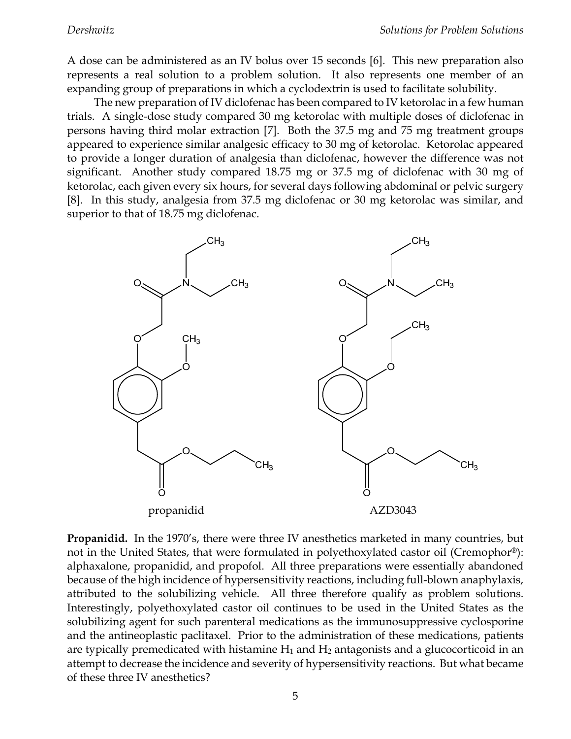A dose can be administered as an IV bolus over 15 seconds [6]. This new preparation also represents a real solution to a problem solution. It also represents one member of an expanding group of preparations in which a cyclodextrin is used to facilitate solubility.

The new preparation of IV diclofenac has been compared to IV ketorolac in a few human trials. A single-dose study compared 30 mg ketorolac with multiple doses of diclofenac in persons having third molar extraction [7]. Both the 37.5 mg and 75 mg treatment groups appeared to experience similar analgesic efficacy to 30 mg of ketorolac. Ketorolac appeared to provide a longer duration of analgesia than diclofenac, however the difference was not significant. Another study compared 18.75 mg or 37.5 mg of diclofenac with 30 mg of ketorolac, each given every six hours, for several days following abdominal or pelvic surgery [8]. In this study, analgesia from 37.5 mg diclofenac or 30 mg ketorolac was similar, and superior to that of 18.75 mg diclofenac.

propanidid

AZD3043

**Propanidid.** In the 1970's, there were three IV anesthetics marketed in many countries, but not in the United States, that were formulated in polyethoxylated castor oil (Cremophor®): alphaxalone, propanidid, and propofol. All three preparations were essentially abandoned because of the high incidence of hypersensitivity reactions, including full-blown anaphylaxis, attributed to the solubilizing vehicle. All three therefore qualify as problem solutions. Interestingly, polyethoxylated castor oil continues to be used in the United States as the solubilizing agent for such parenteral medications as the immunosuppressive cyclosporine and the antineoplastic paclitaxel. Prior to the administration of these medications, patients are typically premedicated with histamine $H_1$ and $H_2$ antagonists and a glucocorticoid in an attempt to decrease the incidence and severity of hypersensitivity reactions. But what became of these three IV anesthetics?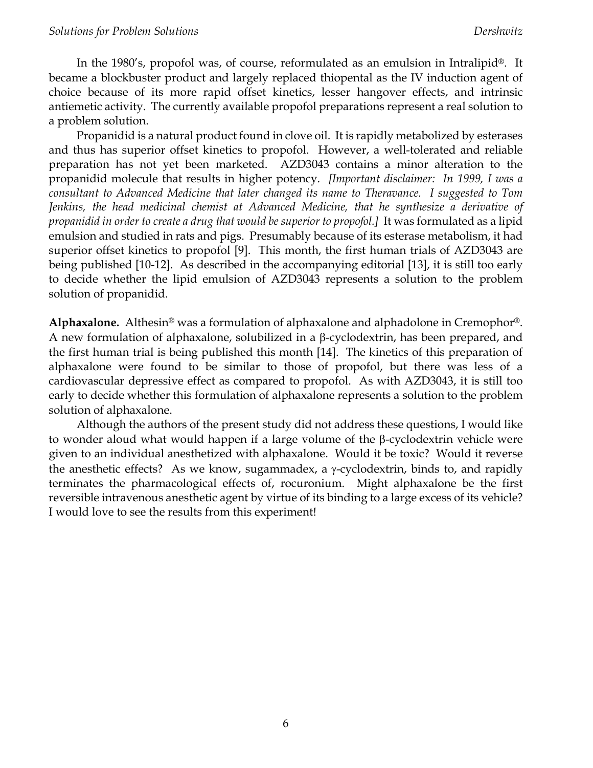In the 1980's, propofol was, of course, reformulated as an emulsion in Intralipid®. It became a blockbuster product and largely replaced thiopental as the IV induction agent of choice because of its more rapid offset kinetics, lesser hangover effects, and intrinsic antiemetic activity. The currently available propofol preparations represent a real solution to a problem solution.

Propanidid is a natural product found in clove oil. It is rapidly metabolized by esterases and thus has superior offset kinetics to propofol. However, a well-tolerated and reliable preparation has not yet been marketed. AZD3043 contains a minor alteration to the propanidid molecule that results in higher potency. *[Important disclaimer: In 1999, I was a consultant to Advanced Medicine that later changed its name to Theravance. I suggested to Tom Jenkins, the head medicinal chemist at Advanced Medicine, that he synthesize a derivative of propanidid in order to create a drug that would be superior to propofol.]* It was formulated as a lipid emulsion and studied in rats and pigs. Presumably because of its esterase metabolism, it had superior offset kinetics to propofol [9]. This month, the first human trials of AZD3043 are being published [10-12]. As described in the accompanying editorial [13], it is still too early to decide whether the lipid emulsion of AZD3043 represents a solution to the problem solution of propanidid.

**Alphaxalone.** Althesin® was a formulation of alphaxalone and alphadolone in Cremophor®. A new formulation of alphaxalone, solubilized in a β-cyclodextrin, has been prepared, and the first human trial is being published this month [14]. The kinetics of this preparation of alphaxalone were found to be similar to those of propofol, but there was less of a cardiovascular depressive effect as compared to propofol. As with AZD3043, it is still too early to decide whether this formulation of alphaxalone represents a solution to the problem solution of alphaxalone.

Although the authors of the present study did not address these questions, I would like to wonder aloud what would happen if a large volume of the β-cyclodextrin vehicle were given to an individual anesthetized with alphaxalone. Would it be toxic? Would it reverse the anesthetic effects? As we know, sugammadex, a γ-cyclodextrin, binds to, and rapidly terminates the pharmacological effects of, rocuronium. Might alphaxalone be the first reversible intravenous anesthetic agent by virtue of its binding to a large excess of its vehicle? I would love to see the results from this experiment!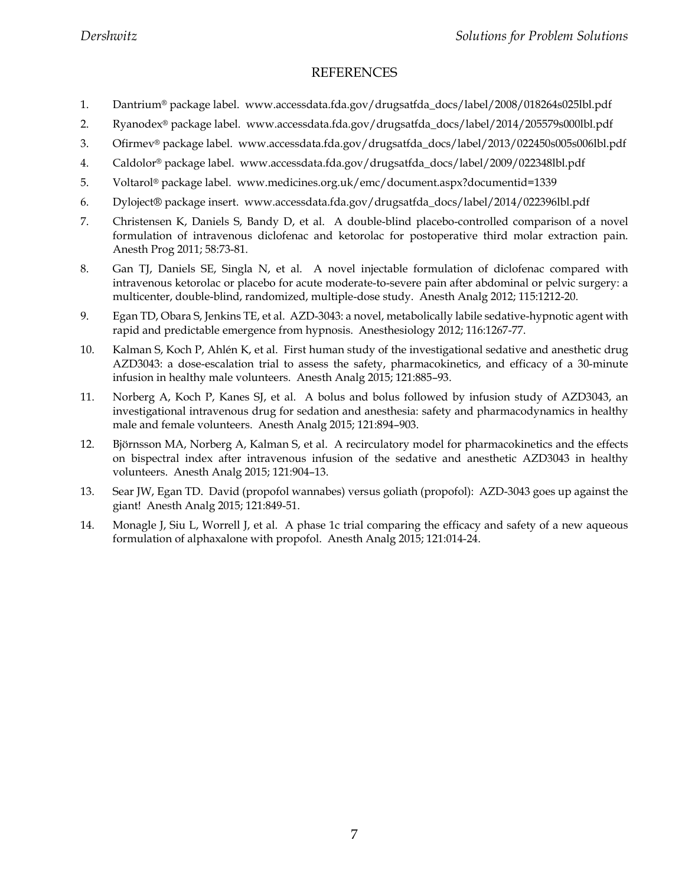## REFERENCES

1. Dantrium® package label. www.accessdata.fda.gov/drugsatfda_docs/label/2008/018264s025lbl.pdf
2. Ryanodex® package label. www.accessdata.fda.gov/drugsatfda_docs/label/2014/205579s000lbl.pdf
3. Ofirmev® package label. www.accessdata.fda.gov/drugsatfda_docs/label/2013/022450s005s006lbl.pdf
4. Caldolor® package label. www.accessdata.fda.gov/drugsatfda_docs/label/2009/022348lbl.pdf
5. Voltarol® package label. www.medicines.org.uk/emc/document.aspx?documentid=1339
6. Dyloject® package insert. www.accessdata.fda.gov/drugsatfda_docs/label/2014/022396lbl.pdf
7. Christensen K, Daniels S, Bandy D, et al. A double-blind placebo-controlled comparison of a novel formulation of intravenous diclofenac and ketorolac for postoperative third molar extraction pain. Anesth Prog 2011; 58:73-81.
8. Gan TJ, Daniels SE, Singla N, et al. A novel injectable formulation of diclofenac compared with intravenous ketorolac or placebo for acute moderate-to-severe pain after abdominal or pelvic surgery: a multicenter, double-blind, randomized, multiple-dose study. Anesth Analg 2012; 115:1212-20.
9. Egan TD, Obara S, Jenkins TE, et al. AZD-3043: a novel, metabolically labile sedative-hypnotic agent with rapid and predictable emergence from hypnosis. Anesthesiology 2012; 116:1267-77.
10. Kalman S, Koch P, Ahlén K, et al. First human study of the investigational sedative and anesthetic drug AZD3043: a dose-escalation trial to assess the safety, pharmacokinetics, and efficacy of a 30-minute infusion in healthy male volunteers. Anesth Analg 2015; 121:885–93.
11. Norberg A, Koch P, Kanes SJ, et al. A bolus and bolus followed by infusion study of AZD3043, an investigational intravenous drug for sedation and anesthesia: safety and pharmacodynamics in healthy male and female volunteers. Anesth Analg 2015; 121:894–903.
12. Björnsson MA, Norberg A, Kalman S, et al. A recirculatory model for pharmacokinetics and the effects on bispectral index after intravenous infusion of the sedative and anesthetic AZD3043 in healthy volunteers. Anesth Analg 2015; 121:904–13.
13. Sear JW, Egan TD. David (propofol wannabes) versus goliath (propofol): AZD-3043 goes up against the giant! Anesth Analg 2015; 121:849-51.
14. Monagle J, Siu L, Worrell J, et al. A phase 1c trial comparing the efficacy and safety of a new aqueous formulation of alphaxalone with propofol. Anesth Analg 2015; 121:014-24.